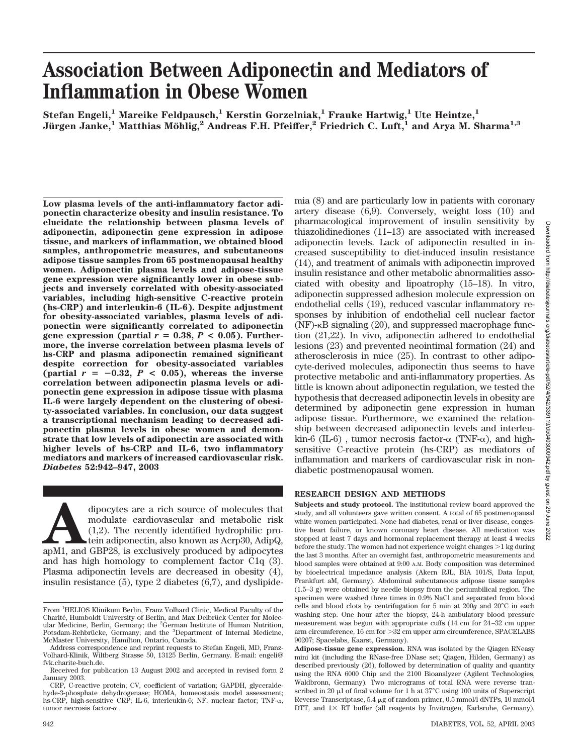# Association Between Adiponectin and Mediators of Inflammation in Obese Women

**Stefan Engeli,[1] Mareike Feldpausch,[1] Kerstin Gorzelniak,[1] Frauke Hartwig,[1] Ute Heintze,[1] Jürgen Janke,[1] Matthias Möhlig,[2] Andreas F.H. Pfeiffer,[2] Friedrich C. Luft,[1] and Arya M. Sharma[1,3]**

**Low plasma levels of the anti-inflammatory factor adiponectin characterize obesity and insulin resistance. To elucidate the relationship between plasma levels of adiponectin, adiponectin gene expression in adipose tissue, and markers of inflammation, we obtained blood samples, anthropometric measures, and subcutaneous adipose tissue samples from 65 postmenopausal healthy women. Adiponectin plasma levels and adipose-tissue gene expression were significantly lower in obese subjects and inversely correlated with obesity-associated variables, including high-sensitive C-reactive protein (hs-CRP) and interleukin-6 (IL-6). Despite adjustment for obesity-associated variables, plasma levels of adiponectin were significantly correlated to adiponectin gene expression (partial $r = 0.38$, $P < 0.05$). Furthermore, the inverse correlation between plasma levels of hs-CRP and plasma adiponectin remained significant despite correction for obesity-associated variables (partial $r = -0.32$, $P < 0.05$), whereas the inverse correlation between adiponectin plasma levels or adiponectin gene expression in adipose tissue with plasma IL-6 were largely dependent on the clustering of obesity-associated variables. In conclusion, our data suggest a transcriptional mechanism leading to decreased adiponectin plasma levels in obese women and demonstrate that low levels of adiponectin are associated with higher levels of hs-CRP and IL-6, two inflammatory mediators and markers of increased cardiovascular risk.** ***Diabetes* 52:942–947, 2003**

Adipocytes are a rich source of molecules that modulate cardiovascular and metabolic risk (1,2). The recently identified hydrophilic protein adiponectin, also known as Acrp30, AdipQ, apM1, and GBP28, is exclusively produced by adipocytes and has high homology to complement factor C1q (3). Plasma adiponectin levels are decreased in obesity (4), insulin resistance (5), type 2 diabetes (6,7), and dyslipidemia (8) and are particularly low in patients with coronary artery disease (6,9). Conversely, weight loss (10) and pharmacological improvement of insulin sensitivity by thiazolidinediones (11–13) are associated with increased adiponectin levels. Lack of adiponectin resulted in increased susceptibility to diet-induced insulin resistance (14), and treatment of animals with adiponectin improved insulin resistance and other metabolic abnormalities associated with obesity and lipoatrophy (15–18). In vitro, adiponectin suppressed adhesion molecule expression on endothelial cells (19), reduced vascular inflammatory responses by inhibition of endothelial cell nuclear factor (NF)-κB signaling (20), and suppressed macrophage function (21,22). In vivo, adiponectin adhered to endothelial lesions (23) and prevented neointimal formation (24) and atherosclerosis in mice (25). In contrast to other adipocyte-derived molecules, adiponectin thus seems to have protective metabolic and anti-inflammatory properties. As little is known about adiponectin regulation, we tested the hypothesis that decreased adiponectin levels in obesity are determined by adiponectin gene expression in human adipose tissue. Furthermore, we examined the relationship between decreased adiponectin levels and interleukin-6 (IL-6) , tumor necrosis factor-α (TNF-α), and high-sensitive C-reactive protein (hs-CRP) as mediators of inflammation and markers of cardiovascular risk in nondiabetic postmenopausal women.

## RESEARCH DESIGN AND METHODS

**Subjects and study protocol.** The institutional review board approved the study, and all volunteers gave written consent. A total of 65 postmenopausal white women participated. None had diabetes, renal or liver disease, congestive heart failure, or known coronary heart disease. All medication was stopped at least 7 days and hormonal replacement therapy at least 4 weeks before the study. The women had not experience weight changes >1 kg during the last 3 months. After an overnight fast, anthropometric measurements and blood samples were obtained at 9:00 A.M. Body composition was determined by bioelectrical impedance analysis (Akern RJL, BIA 101/S, Data Input, Frankfurt aM, Germany). Abdominal subcutaneous adipose tissue samples (1.5–3 g) were obtained by needle biopsy from the periumbilical region. The specimen were washed three times in 0.9% NaCl and separated from blood cells and blood clots by centrifugation for 5 min at 200*g* and 20°C in each washing step. One hour after the biopsy, 24-h ambulatory blood pressure measurement was begun with appropriate cuffs (14 cm for 24–32 cm upper arm circumference, 16 cm for >32 cm upper arm circumference, SPACELABS 90207; Spacelabs, Kaarst, Germany).

**Adipose-tissue gene expression.** RNA was isolated by the Qiagen RNeasy mini kit (including the RNase-free DNase set; Qiagen, Hilden, Germany) as described previously (26), followed by determination of quality and quantity using the RNA 6000 Chip and the 2100 Bioanalyzer (Agilent Technologies, Waldbronn, Germany). Two micrograms of total RNA were reverse transcribed in 20 μl of final volume for 1 h at 37°C using 100 units of Superscript Reverse Transcriptase, 5.4 μg of random primer, 0.5 mmol/l dNTPs, 10 mmol/l DTT, and 1× RT buffer (all reagents by Invitrogen, Karlsruhe, Germany).

From [1]HELIOS Klinikum Berlin, Franz Volhard Clinic, Medical Faculty of the Charité, Humboldt University of Berlin, and Max Delbrück Center for Molecular Medicine, Berlin, Germany; the [2]German Institute of Human Nutrition, Potsdam-Rehbrücke, Germany; and the [3]Department of Internal Medicine, McMaster University, Hamilton, Ontario, Canada.

Address correspondence and reprint requests to Stefan Engeli, MD, Franz-Volhard-Klinik, Wiltberg Strasse 50, 13125 Berlin, Germany. E-mail: engeli@fvk.charite-buch.de.

Received for publication 13 August 2002 and accepted in revised form 2 January 2003.

CRP, C-reactive protein; CV, coefficient of variation; GAPDH, glyceraldehyde-3-phosphate dehydrogenase; HOMA, homeostasis model assessment; hs-CRP, high-sensitive CRP; IL-6, interleukin-6; NF, nuclear factor; TNF-α, tumor necrosis factor-α.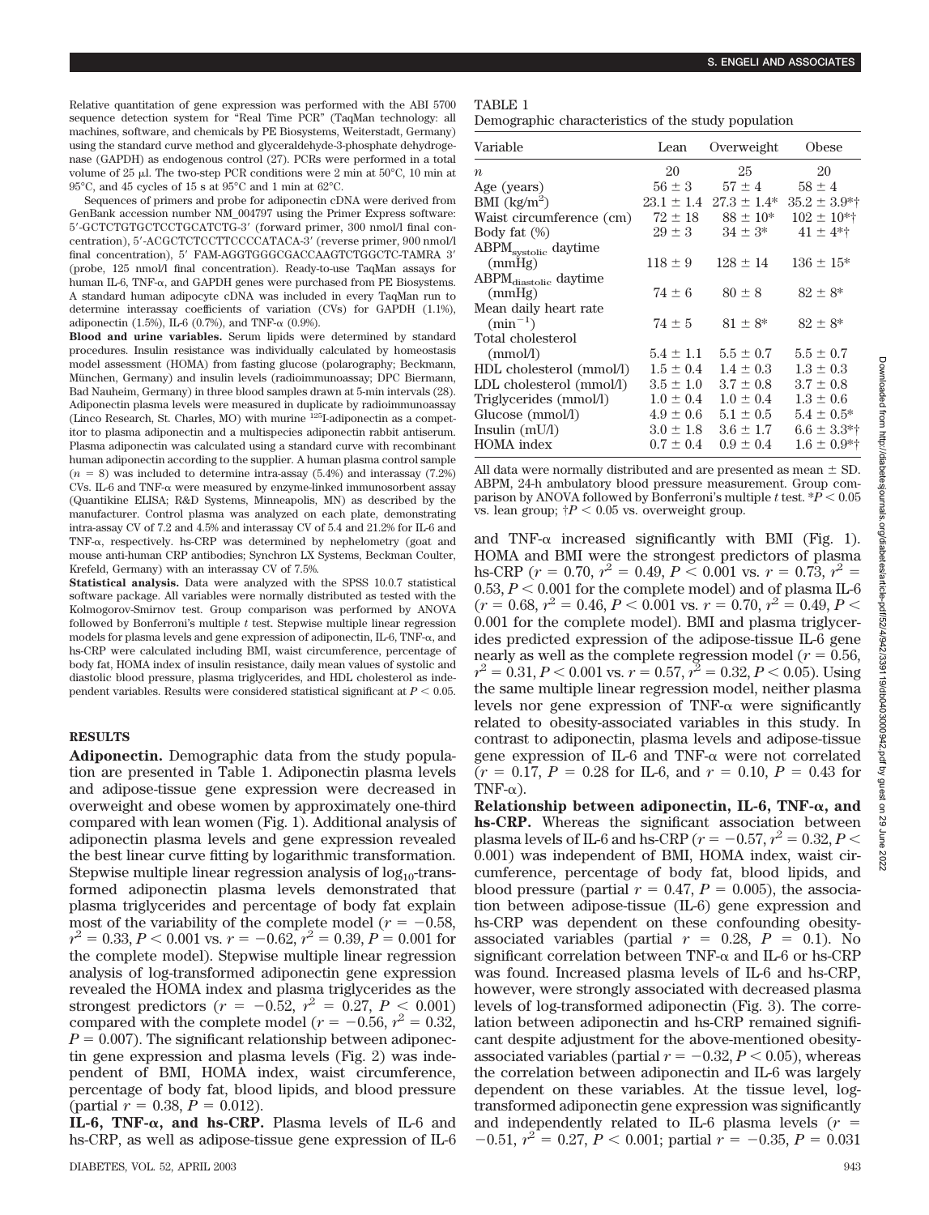Relative quantitation of gene expression was performed with the ABI 5700 sequence detection system for "Real Time PCR" (TaqMan technology: all machines, software, and chemicals by PE Biosystems, Weiterstadt, Germany) using the standard curve method and glyceraldehyde-3-phosphate dehydrogenase (GAPDH) as endogenous control (27). PCRs were performed in a total volume of 25 μl. The two-step PCR conditions were 2 min at 50°C, 10 min at 95°C, and 45 cycles of 15 s at 95°C and 1 min at 62°C.

Sequences of primers and probe for adiponectin cDNA were derived from GenBank accession number NM_004797 using the Primer Express software: 5′-GCTCTGTGCTCCTGCATCTG-3′ (forward primer, 300 nmol/l final concentration), 5′-ACGCTCTCCTTCCCCATACA-3′ (reverse primer, 900 nmol/l final concentration), 5′ FAM-AGGTGGGCGACCAAGTCTGGCTC-TAMRA 3′ (probe, 125 nmol/l final concentration). Ready-to-use TaqMan assays for human IL-6, TNF-α, and GAPDH genes were purchased from PE Biosystems. A standard human adipocyte cDNA was included in every TaqMan run to determine interassay coefficients of variation (CVs) for GAPDH (1.1%), adiponectin (1.5%), IL-6 (0.7%), and TNF-α (0.9%).

**Blood and urine variables.** Serum lipids were determined by standard procedures. Insulin resistance was individually calculated by homeostasis model assessment (HOMA) from fasting glucose (polarography; Beckmann, München, Germany) and insulin levels (radioimmunoassay; DPC Biermann, Bad Nauheim, Germany) in three blood samples drawn at 5-min intervals (28). Adiponectin plasma levels were measured in duplicate by radioimmunoassay (Linco Research, St. Charles, MO) with murine $^{125}$I-adiponectin as a competitor to plasma adiponectin and a multispecies adiponectin rabbit antiserum. Plasma adiponectin was calculated using a standard curve with recombinant human adiponectin according to the supplier. A human plasma control sample ($n$ = 8) was included to determine intra-assay (5.4%) and interassay (7.2%) CVs. IL-6 and TNF-α were measured by enzyme-linked immunosorbent assay (Quantikine ELISA; R&D Systems, Minneapolis, MN) as described by the manufacturer. Control plasma was analyzed on each plate, demonstrating intra-assay CV of 7.2 and 4.5% and interassay CV of 5.4 and 21.2% for IL-6 and TNF-α, respectively. hs-CRP was determined by nephelometry (goat and mouse anti-human CRP antibodies; Synchron LX Systems, Beckman Coulter, Krefeld, Germany) with an interassay CV of 7.5%.

**Statistical analysis.** Data were analyzed with the SPSS 10.0.7 statistical software package. All variables were normally distributed as tested with the Kolmogorov-Smirnov test. Group comparison was performed by ANOVA followed by Bonferroni's multiple $t$ test. Stepwise multiple linear regression models for plasma levels and gene expression of adiponectin, IL-6, TNF-α, and hs-CRP were calculated including BMI, waist circumference, percentage of body fat, HOMA index of insulin resistance, daily mean values of systolic and diastolic blood pressure, plasma triglycerides, and HDL cholesterol as independent variables. Results were considered statistical significant at $P < 0.05$.

## RESULTS

**Adiponectin.** Demographic data from the study population are presented in Table 1. Adiponectin plasma levels and adipose-tissue gene expression were decreased in overweight and obese women by approximately one-third compared with lean women (Fig. 1). Additional analysis of adiponectin plasma levels and gene expression revealed the best linear curve fitting by logarithmic transformation. Stepwise multiple linear regression analysis of $\log_{10}$-transformed adiponectin plasma levels demonstrated that plasma triglycerides and percentage of body fat explain most of the variability of the complete model ($r = -0.58$, $r^2 = 0.33$, $P < 0.001$ vs. $r = -0.62$, $r^2 = 0.39$, $P = 0.001$ for the complete model). Stepwise multiple linear regression analysis of log-transformed adiponectin gene expression revealed the HOMA index and plasma triglycerides as the strongest predictors ($r = -0.52$, $r^2 = 0.27$, $P < 0.001$) compared with the complete model ($r = -0.56$, $r^2 = 0.32$, $P = 0.007$). The significant relationship between adiponectin gene expression and plasma levels (Fig. 2) was independent of BMI, HOMA index, waist circumference, percentage of body fat, blood lipids, and blood pressure (partial $r = 0.38$, $P = 0.012$).

**IL-6, TNF-α, and hs-CRP.** Plasma levels of IL-6 and hs-CRP, as well as adipose-tissue gene expression of IL-6 and TNF-α increased significantly with BMI (Fig. 1). HOMA and BMI were the strongest predictors of plasma hs-CRP ($r = 0.70$, $r^2 = 0.49$, $P < 0.001$ vs. $r = 0.73$, $r^2 = 0.53$, $P < 0.001$ for the complete model) and of plasma IL-6 ($r = 0.68$, $r^2 = 0.46$, $P < 0.001$ vs. $r = 0.70$, $r^2 = 0.49$, $P < 0.001$ for the complete model). BMI and plasma triglycerides predicted expression of the adipose-tissue IL-6 gene nearly as well as the complete regression model ($r = 0.56$, $r^2 = 0.31$, $P < 0.001$ vs. $r = 0.57$, $r^2 = 0.32$, $P < 0.05$). Using the same multiple linear regression model, neither plasma levels nor gene expression of TNF-α were significantly related to obesity-associated variables in this study. In contrast to adiponectin, plasma levels and adipose-tissue gene expression of IL-6 and TNF-α were not correlated ($r = 0.17$, $P = 0.28$ for IL-6, and $r = 0.10$, $P = 0.43$ for TNF-α).

**Relationship between adiponectin, IL-6, TNF-α, and hs-CRP.** Whereas the significant association between plasma levels of IL-6 and hs-CRP ($r = -0.57$, $r^2 = 0.32$, $P < 0.001$) was independent of BMI, HOMA index, waist circumference, percentage of body fat, blood lipids, and blood pressure (partial $r = 0.47$, $P = 0.005$), the association between adipose-tissue (IL-6) gene expression and hs-CRP was dependent on these confounding obesity-associated variables (partial $r = 0.28$, $P = 0.1$). No significant correlation between TNF-α and IL-6 or hs-CRP was found. Increased plasma levels of IL-6 and hs-CRP, however, were strongly associated with decreased plasma levels of log-transformed adiponectin (Fig. 3). The correlation between adiponectin and hs-CRP remained significant despite adjustment for the above-mentioned obesity-associated variables (partial $r = -0.32$, $P < 0.05$), whereas the correlation between adiponectin and IL-6 was largely dependent on these variables. At the tissue level, log-transformed adiponectin gene expression was significantly and independently related to IL-6 plasma levels ($r = -0.51$, $r^2 = 0.27$, $P < 0.001$; partial $r = -0.35$, $P = 0.031$

TABLE 1
Demographic characteristics of the study population

| Variable | Lean | Overweight | Obese |
|---|---|---|---|
| $n$ | 20 | 25 | 20 |
| Age (years) | 56 ± 3 | 57 ± 4 | 58 ± 4 |
| BMI (kg/m$^2$) | 23.1 ± 1.4 | 27.3 ± 1.4* | 35.2 ± 3.9*† |
| Waist circumference (cm) | 72 ± 18 | 88 ± 10* | 102 ± 10*† |
| Body fat (%) | 29 ± 3 | 34 ± 3* | 41 ± 4*† |
| ABPM$_{systolic}$ daytime (mmHg) | 118 ± 9 | 128 ± 14 | 136 ± 15* |
| ABPM$_{diastolic}$ daytime (mmHg) | 74 ± 6 | 80 ± 8 | 82 ± 8* |
| Mean daily heart rate (min$^{-1}$) | 74 ± 5 | 81 ± 8* | 82 ± 8* |
| Total cholesterol (mmol/l) | 5.4 ± 1.1 | 5.5 ± 0.7 | 5.5 ± 0.7 |
| HDL cholesterol (mmol/l) | 1.5 ± 0.4 | 1.4 ± 0.3 | 1.3 ± 0.3 |
| LDL cholesterol (mmol/l) | 3.5 ± 1.0 | 3.7 ± 0.8 | 3.7 ± 0.8 |
| Triglycerides (mmol/l) | 1.0 ± 0.4 | 1.0 ± 0.4 | 1.3 ± 0.6 |
| Glucose (mmol/l) | 4.9 ± 0.6 | 5.1 ± 0.5 | 5.4 ± 0.5* |
| Insulin (mU/l) | 3.0 ± 1.8 | 3.6 ± 1.7 | 6.6 ± 3.3*† |
| HOMA index | 0.7 ± 0.4 | 0.9 ± 0.4 | 1.6 ± 0.9*† |

All data were normally distributed and are presented as mean ± SD. ABPM, 24-h ambulatory blood pressure measurement. Group comparison by ANOVA followed by Bonferroni's multiple $t$ test. *$P < 0.05$ vs. lean group; †$P < 0.05$ vs. overweight group.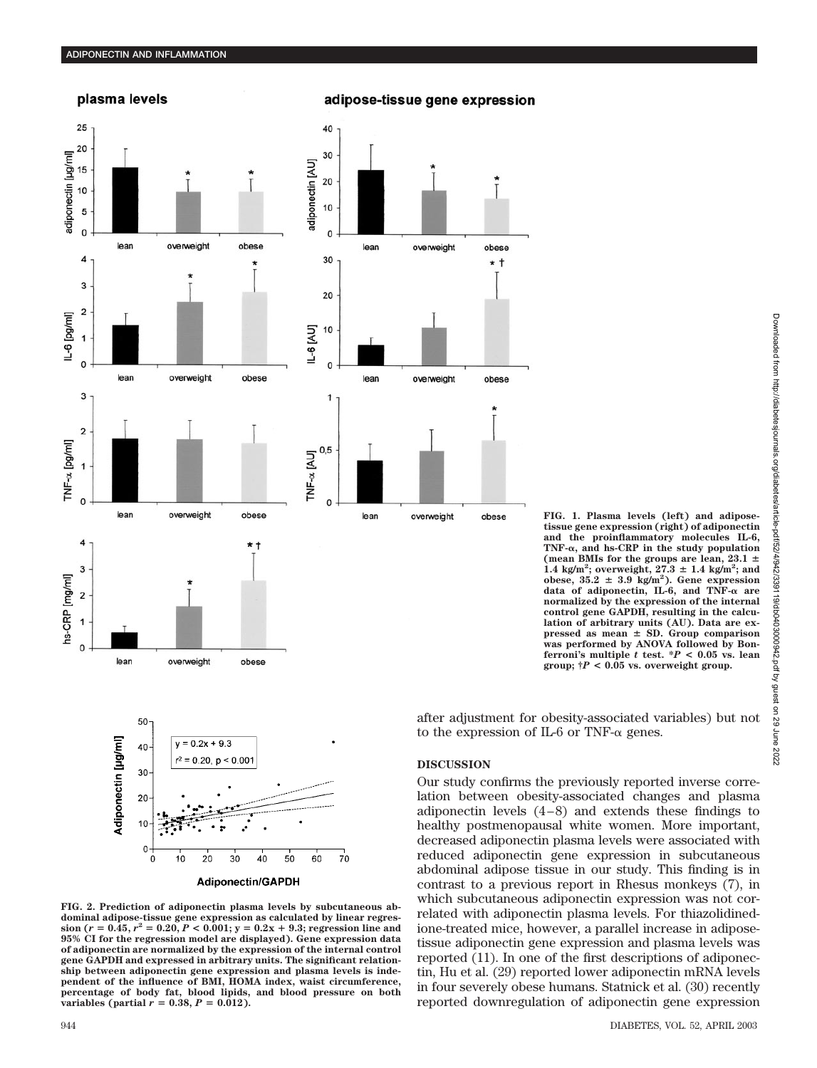FIG. 1. Plasma levels (left) and adipose-tissue gene expression (right) of adiponectin and the proinflammatory molecules IL-6, TNF-α, and hs-CRP in the study population (mean BMIs for the groups are lean, 23.1 ± 1.4 kg/m²; overweight, 27.3 ± 1.4 kg/m²; and obese, 35.2 ± 3.9 kg/m²). Gene expression data of adiponectin, IL-6, and TNF-α are normalized by the expression of the internal control gene GAPDH, resulting in the calculation of arbitrary units (AU). Data are expressed as mean ± SD. Group comparison was performed by ANOVA followed by Bonferroni's multiple $t$ test. *$P < 0.05$ vs. lean group; †$P < 0.05$ vs. overweight group.

FIG. 2. Prediction of adiponectin plasma levels by subcutaneous abdominal adipose-tissue gene expression as calculated by linear regression ($r = 0.45$, $r^2 = 0.20$, $P < 0.001$; $y = 0.2x + 9.3$; regression line and 95% CI for the regression model are displayed). Gene expression data of adiponectin are normalized by the expression of the internal control gene GAPDH and expressed in arbitrary units. The significant relationship between adiponectin gene expression and plasma levels is independent of the influence of BMI, HOMA index, waist circumference, percentage of body fat, blood lipids, and blood pressure on both variables (partial $r = 0.38$, $P = 0.012$).

after adjustment for obesity-associated variables) but not to the expression of IL-6 or TNF-α genes.

## DISCUSSION

Our study confirms the previously reported inverse correlation between obesity-associated changes and plasma adiponectin levels (4–8) and extends these findings to healthy postmenopausal white women. More important, decreased adiponectin plasma levels were associated with reduced adiponectin gene expression in subcutaneous abdominal adipose tissue in our study. This finding is in contrast to a previous report in Rhesus monkeys (7), in which subcutaneous adiponectin expression was not correlated with adiponectin plasma levels. For thiazolidinedione-treated mice, however, a parallel increase in adipose-tissue adiponectin gene expression and plasma levels was reported (11). In one of the first descriptions of adiponectin, Hu et al. (29) reported lower adiponectin mRNA levels in four severely obese humans. Statnick et al. (30) recently reported downregulation of adiponectin gene expression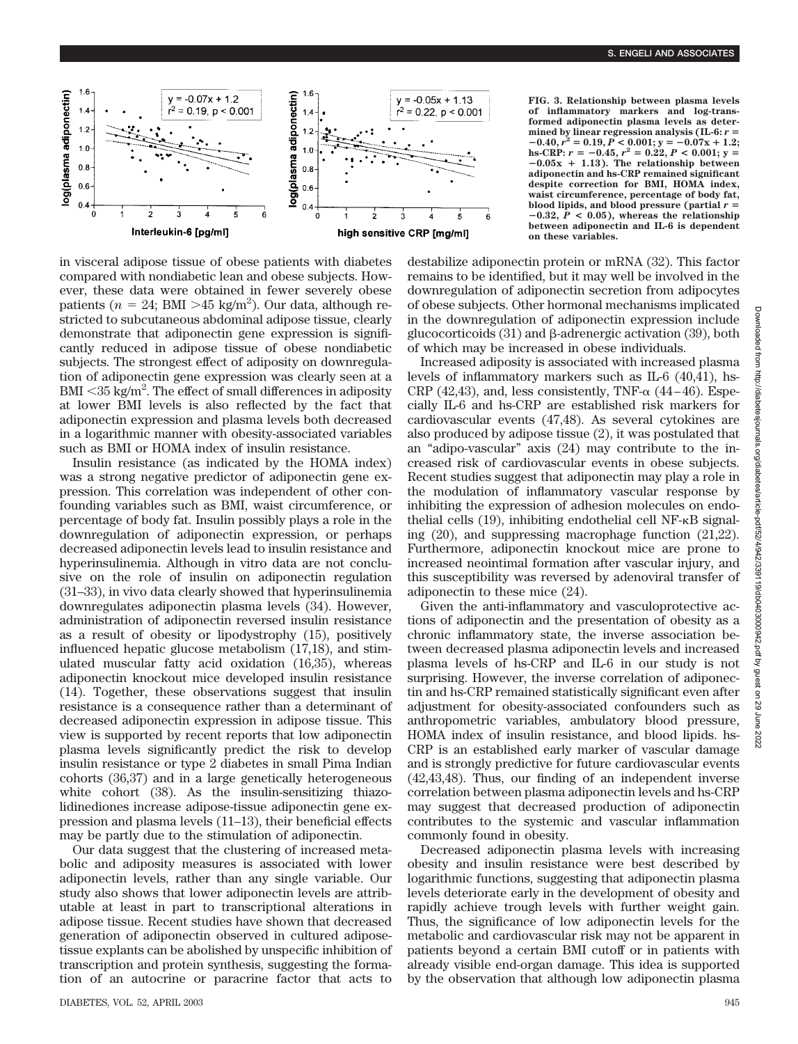**FIG. 3. Relationship between plasma levels of inflammatory markers and log-transformed adiponectin plasma levels as determined by linear regression analysis (IL-6: $r = -0.40$, $r^2 = 0.19$, $P < 0.001$; $y = -0.07x + 1.2$; hs-CRP: $r = -0.45$, $r^2 = 0.22$, $P < 0.001$; $y = -0.05x + 1.13$). The relationship between adiponectin and hs-CRP remained significant despite correction for BMI, HOMA index, waist circumference, percentage of body fat, blood lipids, and blood pressure (partial $r = -0.32$, $P < 0.05$), whereas the relationship between adiponectin and IL-6 is dependent on these variables.**

in visceral adipose tissue of obese patients with diabetes compared with nondiabetic lean and obese subjects. However, these data were obtained in fewer severely obese patients ($n = 24$; BMI $>45$ kg/m$^2$). Our data, although restricted to subcutaneous abdominal adipose tissue, clearly demonstrate that adiponectin gene expression is significantly reduced in adipose tissue of obese nondiabetic subjects. The strongest effect of adiposity on downregulation of adiponectin gene expression was clearly seen at a BMI $<35$ kg/m$^2$. The effect of small differences in adiposity at lower BMI levels is also reflected by the fact that adiponectin expression and plasma levels both decreased in a logarithmic manner with obesity-associated variables such as BMI or HOMA index of insulin resistance.

Insulin resistance (as indicated by the HOMA index) was a strong negative predictor of adiponectin gene expression. This correlation was independent of other confounding variables such as BMI, waist circumference, or percentage of body fat. Insulin possibly plays a role in the downregulation of adiponectin expression, or perhaps decreased adiponectin levels lead to insulin resistance and hyperinsulinemia. Although in vitro data are not conclusive on the role of insulin on adiponectin regulation (31–33), in vivo data clearly showed that hyperinsulinemia downregulates adiponectin plasma levels (34). However, administration of adiponectin reversed insulin resistance as a result of obesity or lipodystrophy (15), positively influenced hepatic glucose metabolism (17,18), and stimulated muscular fatty acid oxidation (16,35), whereas adiponectin knockout mice developed insulin resistance (14). Together, these observations suggest that insulin resistance is a consequence rather than a determinant of decreased adiponectin expression in adipose tissue. This view is supported by recent reports that low adiponectin plasma levels significantly predict the risk to develop insulin resistance or type 2 diabetes in small Pima Indian cohorts (36,37) and in a large genetically heterogeneous white cohort (38). As the insulin-sensitizing thiazolidinediones increase adipose-tissue adiponectin gene expression and plasma levels (11–13), their beneficial effects may be partly due to the stimulation of adiponectin.

Our data suggest that the clustering of increased metabolic and adiposity measures is associated with lower adiponectin levels, rather than any single variable. Our study also shows that lower adiponectin levels are attributable at least in part to transcriptional alterations in adipose tissue. Recent studies have shown that decreased generation of adiponectin observed in cultured adipose-tissue explants can be abolished by unspecific inhibition of transcription and protein synthesis, suggesting the formation of an autocrine or paracrine factor that acts to destabilize adiponectin protein or mRNA (32). This factor remains to be identified, but it may well be involved in the downregulation of adiponectin secretion from adipocytes of obese subjects. Other hormonal mechanisms implicated in the downregulation of adiponectin expression include glucocorticoids (31) and β-adrenergic activation (39), both of which may be increased in obese individuals.

Increased adiposity is associated with increased plasma levels of inflammatory markers such as IL-6 (40,41), hs-CRP (42,43), and, less consistently, TNF-α (44–46). Especially IL-6 and hs-CRP are established risk markers for cardiovascular events (47,48). As several cytokines are also produced by adipose tissue (2), it was postulated that an "adipo-vascular" axis (24) may contribute to the increased risk of cardiovascular events in obese subjects. Recent studies suggest that adiponectin may play a role in the modulation of inflammatory vascular response by inhibiting the expression of adhesion molecules on endothelial cells (19), inhibiting endothelial cell NF-κB signaling (20), and suppressing macrophage function (21,22). Furthermore, adiponectin knockout mice are prone to increased neointimal formation after vascular injury, and this susceptibility was reversed by adenoviral transfer of adiponectin to these mice (24).

Given the anti-inflammatory and vasculoprotective actions of adiponectin and the presentation of obesity as a chronic inflammatory state, the inverse association between decreased plasma adiponectin levels and increased plasma levels of hs-CRP and IL-6 in our study is not surprising. However, the inverse correlation of adiponectin and hs-CRP remained statistically significant even after adjustment for obesity-associated confounders such as anthropometric variables, ambulatory blood pressure, HOMA index of insulin resistance, and blood lipids. hs-CRP is an established early marker of vascular damage and is strongly predictive for future cardiovascular events (42,43,48). Thus, our finding of an independent inverse correlation between plasma adiponectin levels and hs-CRP may suggest that decreased production of adiponectin contributes to the systemic and vascular inflammation commonly found in obesity.

Decreased adiponectin plasma levels with increasing obesity and insulin resistance were best described by logarithmic functions, suggesting that adiponectin plasma levels deteriorate early in the development of obesity and rapidly achieve trough levels with further weight gain. Thus, the significance of low adiponectin levels for the metabolic and cardiovascular risk may not be apparent in patients beyond a certain BMI cutoff or in patients with already visible end-organ damage. This idea is supported by the observation that although low adiponectin plasma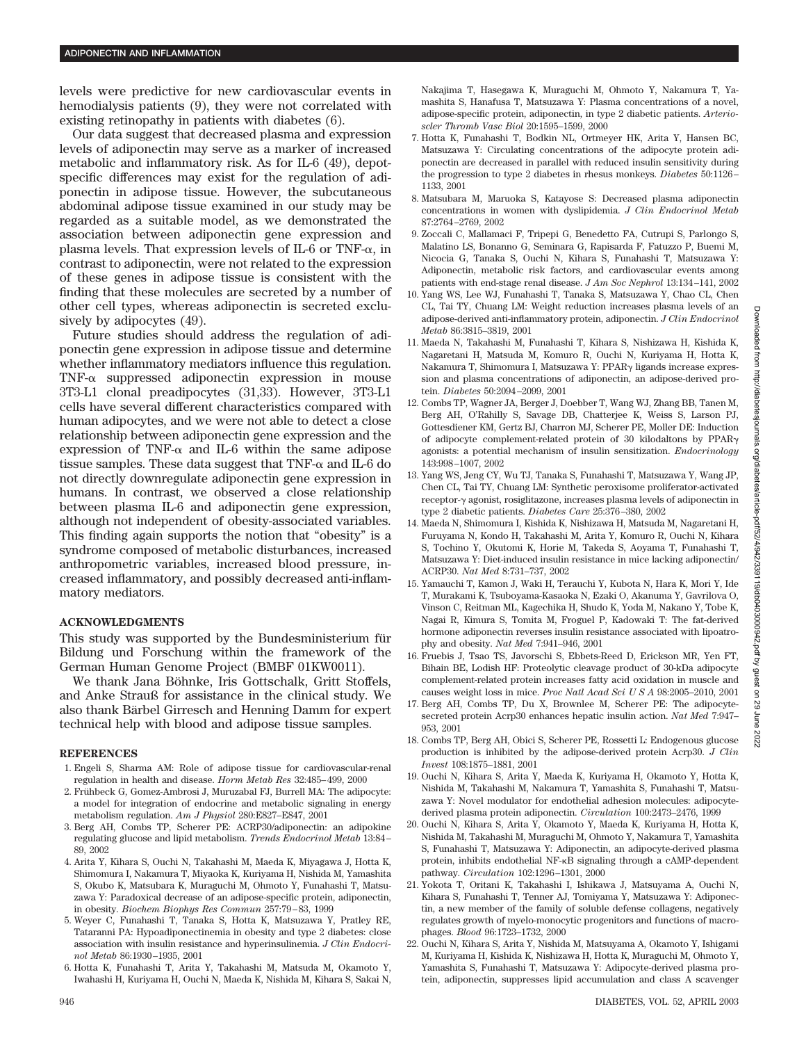levels were predictive for new cardiovascular events in hemodialysis patients (9), they were not correlated with existing retinopathy in patients with diabetes (6).

Our data suggest that decreased plasma and expression levels of adiponectin may serve as a marker of increased metabolic and inflammatory risk. As for IL-6 (49), depot-specific differences may exist for the regulation of adiponectin in adipose tissue. However, the subcutaneous abdominal adipose tissue examined in our study may be regarded as a suitable model, as we demonstrated the association between adiponectin gene expression and plasma levels. That expression levels of IL-6 or TNF-$\alpha$, in contrast to adiponectin, were not related to the expression of these genes in adipose tissue is consistent with the finding that these molecules are secreted by a number of other cell types, whereas adiponectin is secreted exclusively by adipocytes (49).

Future studies should address the regulation of adiponectin gene expression in adipose tissue and determine whether inflammatory mediators influence this regulation. TNF-$\alpha$ suppressed adiponectin expression in mouse 3T3-L1 clonal preadipocytes (31,33). However, 3T3-L1 cells have several different characteristics compared with human adipocytes, and we were not able to detect a close relationship between adiponectin gene expression and the expression of TNF-$\alpha$ and IL-6 within the same adipose tissue samples. These data suggest that TNF-$\alpha$ and IL-6 do not directly downregulate adiponectin gene expression in humans. In contrast, we observed a close relationship between plasma IL-6 and adiponectin gene expression, although not independent of obesity-associated variables. This finding again supports the notion that "obesity" is a syndrome composed of metabolic disturbances, increased anthropometric variables, increased blood pressure, increased inflammatory, and possibly decreased anti-inflammatory mediators.

## ACKNOWLEDGMENTS

This study was supported by the Bundesministerium für Bildung und Forschung within the framework of the German Human Genome Project (BMBF 01KW0011).

We thank Jana Böhnke, Iris Gottschalk, Gritt Stoffels, and Anke Strauß for assistance in the clinical study. We also thank Bärbel Girresch and Henning Damm for expert technical help with blood and adipose tissue samples.

## REFERENCES

1. Engeli S, Sharma AM: Role of adipose tissue for cardiovascular-renal regulation in health and disease. *Horm Metab Res* 32:485–499, 2000
2. Frühbeck G, Gomez-Ambrosi J, Muruzabal FJ, Burrell MA: The adipocyte: a model for integration of endocrine and metabolic signaling in energy metabolism regulation. *Am J Physiol* 280:E827–E847, 2001
3. Berg AH, Combs TP, Scherer PE: ACRP30/adiponectin: an adipokine regulating glucose and lipid metabolism. *Trends Endocrinol Metab* 13:84–89, 2002
4. Arita Y, Kihara S, Ouchi N, Takahashi M, Maeda K, Miyagawa J, Hotta K, Shimomura I, Nakamura T, Miyaoka K, Kuriyama H, Nishida M, Yamashita S, Okubo K, Matsubara K, Muraguchi M, Ohmoto Y, Funahashi T, Matsuzawa Y: Paradoxical decrease of an adipose-specific protein, adiponectin, in obesity. *Biochem Biophys Res Commun* 257:79–83, 1999
5. Weyer C, Funahashi T, Tanaka S, Hotta K, Matsuzawa Y, Pratley RE, Tataranni PA: Hypoadiponectinemia in obesity and type 2 diabetes: close association with insulin resistance and hyperinsulinemia. *J Clin Endocrinol Metab* 86:1930–1935, 2001
6. Hotta K, Funahashi T, Arita Y, Takahashi M, Matsuda M, Okamoto Y, Iwahashi H, Kuriyama H, Ouchi N, Maeda K, Nishida M, Kihara S, Sakai N, Nakajima T, Hasegawa K, Muraguchi M, Ohmoto Y, Nakamura T, Yamashita S, Hanafusa T, Matsuzawa Y: Plasma concentrations of a novel, adipose-specific protein, adiponectin, in type 2 diabetic patients. *Arterioscler Thromb Vasc Biol* 20:1595–1599, 2000
7. Hotta K, Funahashi T, Bodkin NL, Ortmeyer HK, Arita Y, Hansen BC, Matsuzawa Y: Circulating concentrations of the adipocyte protein adiponectin are decreased in parallel with reduced insulin sensitivity during the progression to type 2 diabetes in rhesus monkeys. *Diabetes* 50:1126–1133, 2001
8. Matsubara M, Maruoka S, Katayose S: Decreased plasma adiponectin concentrations in women with dyslipidemia. *J Clin Endocrinol Metab* 87:2764–2769, 2002
9. Zoccali C, Mallamaci F, Tripepi G, Benedetto FA, Cutrupi S, Parlongo S, Malatino LS, Bonanno G, Seminara G, Rapisarda F, Fatuzzo P, Buemi M, Nicocia G, Tanaka S, Ouchi N, Kihara S, Funahashi T, Matsuzawa Y: Adiponectin, metabolic risk factors, and cardiovascular events among patients with end-stage renal disease. *J Am Soc Nephrol* 13:134–141, 2002
10. Yang WS, Lee WJ, Funahashi T, Tanaka S, Matsuzawa Y, Chao CL, Chen CL, Tai TY, Chuang LM: Weight reduction increases plasma levels of an adipose-derived anti-inflammatory protein, adiponectin. *J Clin Endocrinol Metab* 86:3815–3819, 2001
11. Maeda N, Takahashi M, Funahashi T, Kihara S, Nishizawa H, Kishida K, Nagaretani H, Matsuda M, Komuro R, Ouchi N, Kuriyama H, Hotta K, Nakamura T, Shimomura I, Matsuzawa Y: PPAR$\gamma$ ligands increase expression and plasma concentrations of adiponectin, an adipose-derived protein. *Diabetes* 50:2094–2099, 2001
12. Combs TP, Wagner JA, Berger J, Doebber T, Wang WJ, Zhang BB, Tanen M, Berg AH, O'Rahilly S, Savage DB, Chatterjee K, Weiss S, Larson PJ, Gottesdiener KM, Gertz BJ, Charron MJ, Scherer PE, Moller DE: Induction of adipocyte complement-related protein of 30 kilodaltons by PPAR$\gamma$ agonists: a potential mechanism of insulin sensitization. *Endocrinology* 143:998–1007, 2002
13. Yang WS, Jeng CY, Wu TJ, Tanaka S, Funahashi T, Matsuzawa Y, Wang JP, Chen CL, Tai TY, Chuang LM: Synthetic peroxisome proliferator-activated receptor-$\gamma$ agonist, rosiglitazone, increases plasma levels of adiponectin in type 2 diabetic patients. *Diabetes Care* 25:376–380, 2002
14. Maeda N, Shimomura I, Kishida K, Nishizawa H, Matsuda M, Nagaretani H, Furuyama N, Kondo H, Takahashi M, Arita Y, Komuro R, Ouchi N, Kihara S, Tochino Y, Okutomi K, Horie M, Takeda S, Aoyama T, Funahashi T, Matsuzawa Y: Diet-induced insulin resistance in mice lacking adiponectin/ACRP30. *Nat Med* 8:731–737, 2002
15. Yamauchi T, Kamon J, Waki H, Terauchi Y, Kubota N, Hara K, Mori Y, Ide T, Murakami K, Tsuboyama-Kasaoka N, Ezaki O, Akanuma Y, Gavrilova O, Vinson C, Reitman ML, Kagechika H, Shudo K, Yoda M, Nakano Y, Tobe K, Nagai R, Kimura S, Tomita M, Froguel P, Kadowaki T: The fat-derived hormone adiponectin reverses insulin resistance associated with lipoatrophy and obesity. *Nat Med* 7:941–946, 2001
16. Fruebis J, Tsao TS, Javorschi S, Ebbets-Reed D, Erickson MR, Yen FT, Bihain BE, Lodish HF: Proteolytic cleavage product of 30-kDa adipocyte complement-related protein increases fatty acid oxidation in muscle and causes weight loss in mice. *Proc Natl Acad Sci U S A* 98:2005–2010, 2001
17. Berg AH, Combs TP, Du X, Brownlee M, Scherer PE: The adipocyte-secreted protein Acrp30 enhances hepatic insulin action. *Nat Med* 7:947–953, 2001
18. Combs TP, Berg AH, Obici S, Scherer PE, Rossetti L: Endogenous glucose production is inhibited by the adipose-derived protein Acrp30. *J Clin Invest* 108:1875–1881, 2001
19. Ouchi N, Kihara S, Arita Y, Maeda K, Kuriyama H, Okamoto Y, Hotta K, Nishida M, Takahashi M, Nakamura T, Yamashita S, Funahashi T, Matsuzawa Y: Novel modulator for endothelial adhesion molecules: adipocyte-derived plasma protein adiponectin. *Circulation* 100:2473–2476, 1999
20. Ouchi N, Kihara S, Arita Y, Okamoto Y, Maeda K, Kuriyama H, Hotta K, Nishida M, Takahashi M, Muraguchi M, Ohmoto Y, Nakamura T, Yamashita S, Funahashi T, Matsuzawa Y: Adiponectin, an adipocyte-derived plasma protein, inhibits endothelial NF-$\kappa$B signaling through a cAMP-dependent pathway. *Circulation* 102:1296–1301, 2000
21. Yokota T, Oritani K, Takahashi I, Ishikawa J, Matsuyama A, Ouchi N, Kihara S, Funahashi T, Tenner AJ, Tomiyama Y, Matsuzawa Y: Adiponectin, a new member of the family of soluble defense collagens, negatively regulates growth of myelo-monocytic progenitors and functions of macrophages. *Blood* 96:1723–1732, 2000
22. Ouchi N, Kihara S, Arita Y, Nishida M, Matsuyama A, Okamoto Y, Ishigami M, Kuriyama H, Kishida K, Nishizawa H, Hotta K, Muraguchi M, Ohmoto Y, Yamashita S, Funahashi T, Matsuzawa Y: Adipocyte-derived plasma protein, adiponectin, suppresses lipid accumulation and class A scavenger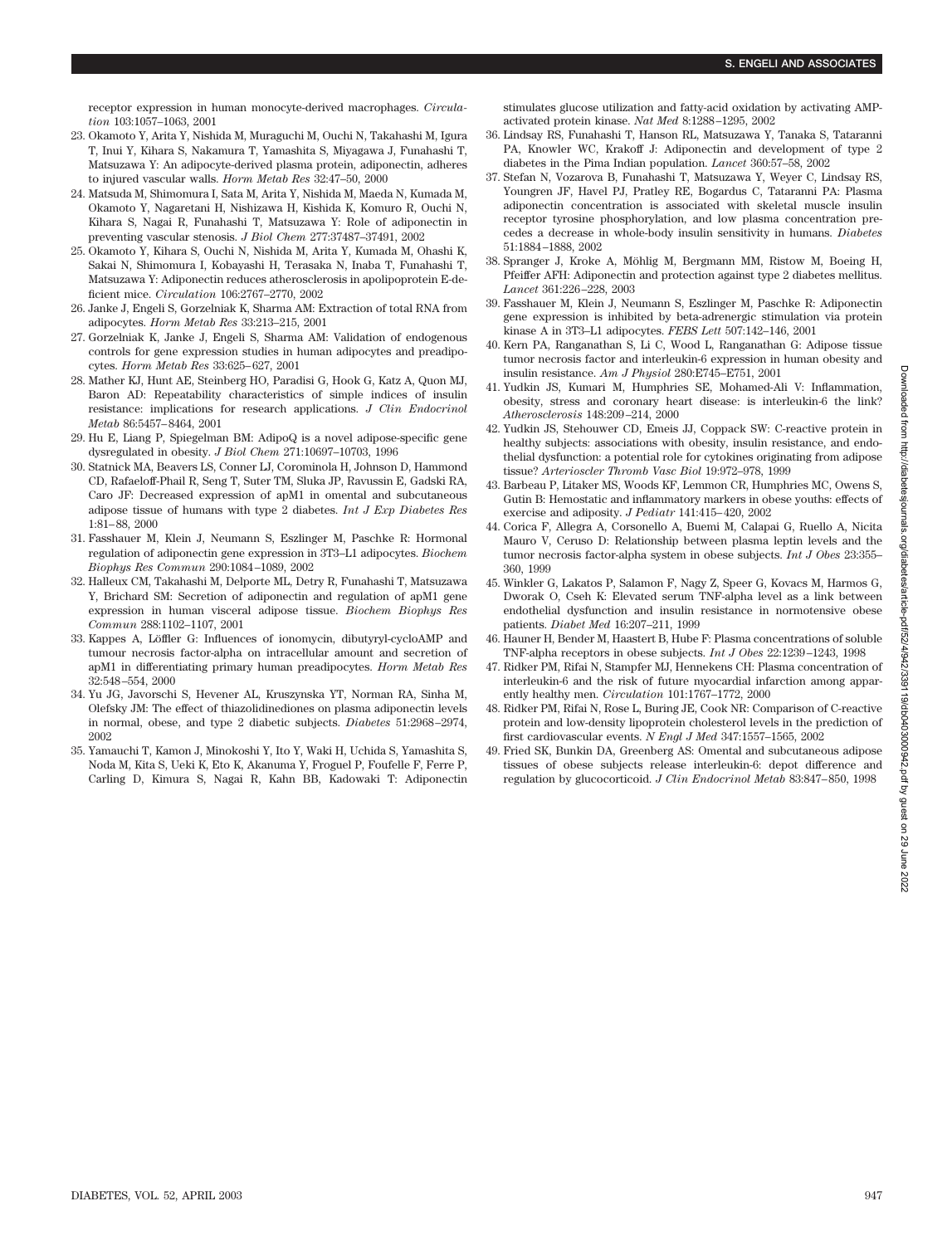receptor expression in human monocyte-derived macrophages. *Circulation* 103:1057–1063, 2001

23. Okamoto Y, Arita Y, Nishida M, Muraguchi M, Ouchi N, Takahashi M, Igura T, Inui Y, Kihara S, Nakamura T, Yamashita S, Miyagawa J, Funahashi T, Matsuzawa Y: An adipocyte-derived plasma protein, adiponectin, adheres to injured vascular walls. *Horm Metab Res* 32:47–50, 2000
24. Matsuda M, Shimomura I, Sata M, Arita Y, Nishida M, Maeda N, Kumada M, Okamoto Y, Nagaretani H, Nishizawa H, Kishida K, Komuro R, Ouchi N, Kihara S, Nagai R, Funahashi T, Matsuzawa Y: Role of adiponectin in preventing vascular stenosis. *J Biol Chem* 277:37487–37491, 2002
25. Okamoto Y, Kihara S, Ouchi N, Nishida M, Arita Y, Kumada M, Ohashi K, Sakai N, Shimomura I, Kobayashi H, Terasaka N, Inaba T, Funahashi T, Matsuzawa Y: Adiponectin reduces atherosclerosis in apolipoprotein E-deficient mice. *Circulation* 106:2767–2770, 2002
26. Janke J, Engeli S, Gorzelniak K, Sharma AM: Extraction of total RNA from adipocytes. *Horm Metab Res* 33:213–215, 2001
27. Gorzelniak K, Janke J, Engeli S, Sharma AM: Validation of endogenous controls for gene expression studies in human adipocytes and preadipocytes. *Horm Metab Res* 33:625–627, 2001
28. Mather KJ, Hunt AE, Steinberg HO, Paradisi G, Hook G, Katz A, Quon MJ, Baron AD: Repeatability characteristics of simple indices of insulin resistance: implications for research applications. *J Clin Endocrinol Metab* 86:5457–8464, 2001
29. Hu E, Liang P, Spiegelman BM: AdipoQ is a novel adipose-specific gene dysregulated in obesity. *J Biol Chem* 271:10697–10703, 1996
30. Statnick MA, Beavers LS, Conner LJ, Corominola H, Johnson D, Hammond CD, Rafaeloff-Phail R, Seng T, Suter TM, Sluka JP, Ravussin E, Gadski RA, Caro JF: Decreased expression of apM1 in omental and subcutaneous adipose tissue of humans with type 2 diabetes. *Int J Exp Diabetes Res* 1:81–88, 2000
31. Fasshauer M, Klein J, Neumann S, Eszlinger M, Paschke R: Hormonal regulation of adiponectin gene expression in 3T3–L1 adipocytes. *Biochem Biophys Res Commun* 290:1084–1089, 2002
32. Halleux CM, Takahashi M, Delporte ML, Detry R, Funahashi T, Matsuzawa Y, Brichard SM: Secretion of adiponectin and regulation of apM1 gene expression in human visceral adipose tissue. *Biochem Biophys Res Commun* 288:1102–1107, 2001
33. Kappes A, Löffler G: Influences of ionomycin, dibutyryl-cycloAMP and tumour necrosis factor-alpha on intracellular amount and secretion of apM1 in differentiating primary human preadipocytes. *Horm Metab Res* 32:548–554, 2000
34. Yu JG, Javorschi S, Hevener AL, Kruszynska YT, Norman RA, Sinha M, Olefsky JM: The effect of thiazolidinediones on plasma adiponectin levels in normal, obese, and type 2 diabetic subjects. *Diabetes* 51:2968–2974, 2002
35. Yamauchi T, Kamon J, Minokoshi Y, Ito Y, Waki H, Uchida S, Yamashita S, Noda M, Kita S, Ueki K, Eto K, Akanuma Y, Froguel P, Foufelle F, Ferre P, Carling D, Kimura S, Nagai R, Kahn BB, Kadowaki T: Adiponectin stimulates glucose utilization and fatty-acid oxidation by activating AMP-activated protein kinase. *Nat Med* 8:1288–1295, 2002
36. Lindsay RS, Funahashi T, Hanson RL, Matsuzawa Y, Tanaka S, Tataranni PA, Knowler WC, Krakoff J: Adiponectin and development of type 2 diabetes in the Pima Indian population. *Lancet* 360:57–58, 2002
37. Stefan N, Vozarova B, Funahashi T, Matsuzawa Y, Weyer C, Lindsay RS, Youngren JF, Havel PJ, Pratley RE, Bogardus C, Tataranni PA: Plasma adiponectin concentration is associated with skeletal muscle insulin receptor tyrosine phosphorylation, and low plasma concentration precedes a decrease in whole-body insulin sensitivity in humans. *Diabetes* 51:1884–1888, 2002
38. Spranger J, Kroke A, Möhlig M, Bergmann MM, Ristow M, Boeing H, Pfeiffer AFH: Adiponectin and protection against type 2 diabetes mellitus. *Lancet* 361:226–228, 2003
39. Fasshauer M, Klein J, Neumann S, Eszlinger M, Paschke R: Adiponectin gene expression is inhibited by beta-adrenergic stimulation via protein kinase A in 3T3–L1 adipocytes. *FEBS Lett* 507:142–146, 2001
40. Kern PA, Ranganathan S, Li C, Wood L, Ranganathan G: Adipose tissue tumor necrosis factor and interleukin-6 expression in human obesity and insulin resistance. *Am J Physiol* 280:E745–E751, 2001
41. Yudkin JS, Kumari M, Humphries SE, Mohamed-Ali V: Inflammation, obesity, stress and coronary heart disease: is interleukin-6 the link? *Atherosclerosis* 148:209–214, 2000
42. Yudkin JS, Stehouwer CD, Emeis JJ, Coppack SW: C-reactive protein in healthy subjects: associations with obesity, insulin resistance, and endothelial dysfunction: a potential role for cytokines originating from adipose tissue? *Arterioscler Thromb Vasc Biol* 19:972–978, 1999
43. Barbeau P, Litaker MS, Woods KF, Lemmon CR, Humphries MC, Owens S, Gutin B: Hemostatic and inflammatory markers in obese youths: effects of exercise and adiposity. *J Pediatr* 141:415–420, 2002
44. Corica F, Allegra A, Corsonello A, Buemi M, Calapai G, Ruello A, Nicita Mauro V, Ceruso D: Relationship between plasma leptin levels and the tumor necrosis factor-alpha system in obese subjects. *Int J Obes* 23:355–360, 1999
45. Winkler G, Lakatos P, Salamon F, Nagy Z, Speer G, Kovacs M, Harmos G, Dworak O, Cseh K: Elevated serum TNF-alpha level as a link between endothelial dysfunction and insulin resistance in normotensive obese patients. *Diabet Med* 16:207–211, 1999
46. Hauner H, Bender M, Haastert B, Hube F: Plasma concentrations of soluble TNF-alpha receptors in obese subjects. *Int J Obes* 22:1239–1243, 1998
47. Ridker PM, Rifai N, Stampfer MJ, Hennekens CH: Plasma concentration of interleukin-6 and the risk of future myocardial infarction among apparently healthy men. *Circulation* 101:1767–1772, 2000
48. Ridker PM, Rifai N, Rose L, Buring JE, Cook NR: Comparison of C-reactive protein and low-density lipoprotein cholesterol levels in the prediction of first cardiovascular events. *N Engl J Med* 347:1557–1565, 2002
49. Fried SK, Bunkin DA, Greenberg AS: Omental and subcutaneous adipose tissues of obese subjects release interleukin-6: depot difference and regulation by glucocorticoid. *J Clin Endocrinol Metab* 83:847–850, 1998